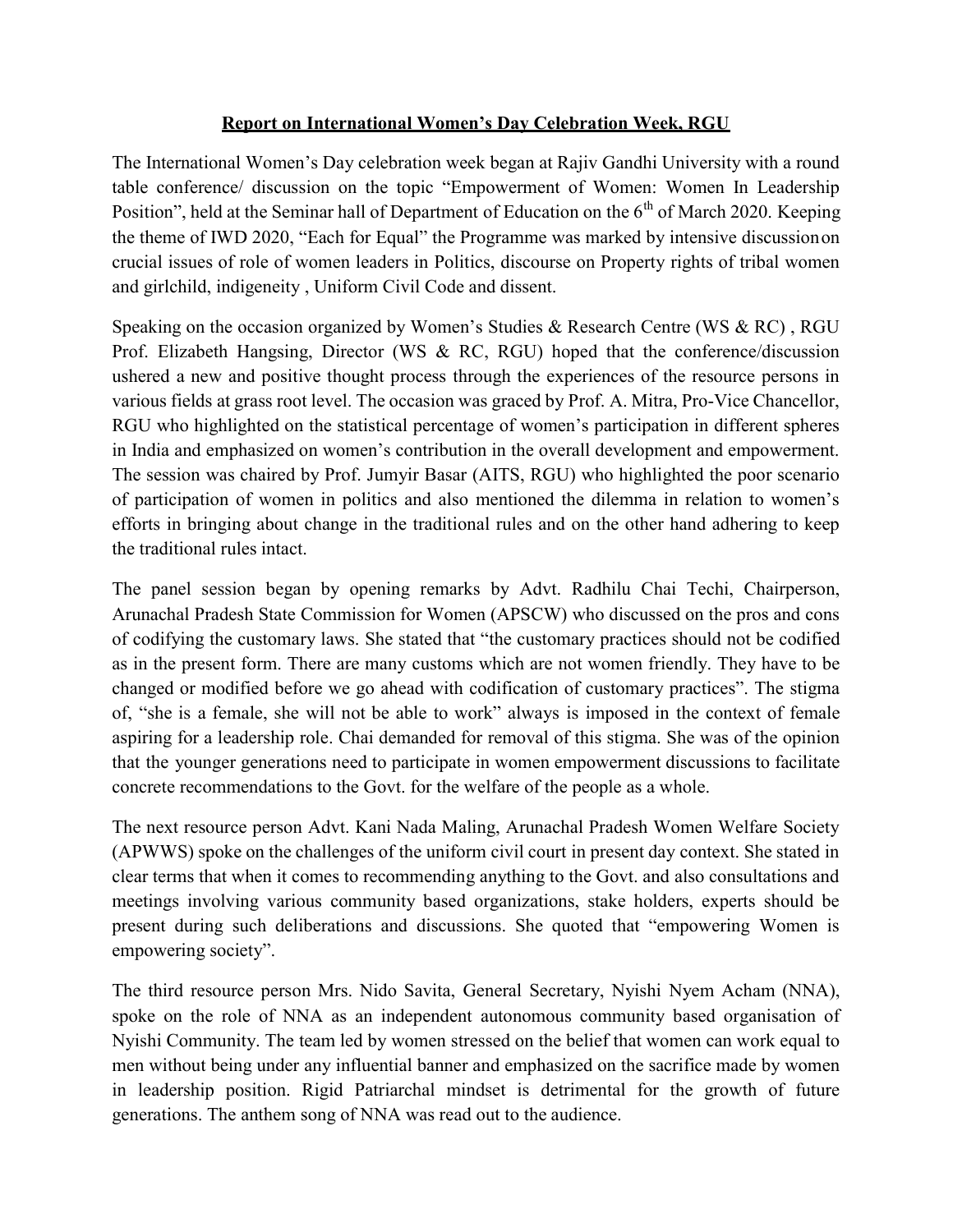# Report on International Women's Day Celebration Week, RGU

The International Women's Day celebration week began at Rajiv Gandhi University with a round table conference/ discussion on the topic "Empowerment of Women: Women In Leadership Position", held at the Seminar hall of Department of Education on the 6th of March 2020. Keeping the theme of IWD 2020, "Each for Equal" the Programme was marked by intensive discussion on crucial issues of role of women leaders in Politics, discourse on Property rights of tribal women and girlchild, indigeneity , Uniform Civil Code and dissent.

Speaking on the occasion organized by Women's Studies & Research Centre (WS & RC) , RGU Prof. Elizabeth Hangsing, Director (WS & RC, RGU) hoped that the conference/discussion ushered a new and positive thought process through the experiences of the resource persons in various fields at grass root level. The occasion was graced by Prof. A. Mitra, Pro-Vice Chancellor, RGU who highlighted on the statistical percentage of women's participation in different spheres in India and emphasized on women's contribution in the overall development and empowerment. The session was chaired by Prof. Jumyir Basar (AITS, RGU) who highlighted the poor scenario of participation of women in politics and also mentioned the dilemma in relation to women's efforts in bringing about change in the traditional rules and on the other hand adhering to keep the traditional rules intact.

The panel session began by opening remarks by Advt. Radhilu Chai Techi, Chairperson, Arunachal Pradesh State Commission for Women (APSCW) who discussed on the pros and cons of codifying the customary laws. She stated that "the customary practices should not be codified as in the present form. There are many customs which are not women friendly. They have to be changed or modified before we go ahead with codification of customary practices". The stigma of, "she is a female, she will not be able to work" always is imposed in the context of female aspiring for a leadership role. Chai demanded for removal of this stigma. She was of the opinion that the younger generations need to participate in women empowerment discussions to facilitate concrete recommendations to the Govt. for the welfare of the people as a whole.

The next resource person Advt. Kani Nada Maling, Arunachal Pradesh Women Welfare Society (APWWS) spoke on the challenges of the uniform civil court in present day context. She stated in clear terms that when it comes to recommending anything to the Govt. and also consultations and meetings involving various community based organizations, stake holders, experts should be present during such deliberations and discussions. She quoted that "empowering Women is empowering society".

The third resource person Mrs. Nido Savita, General Secretary, Nyishi Nyem Acham (NNA), spoke on the role of NNA as an independent autonomous community based organisation of Nyishi Community. The team led by women stressed on the belief that women can work equal to men without being under any influential banner and emphasized on the sacrifice made by women in leadership position. Rigid Patriarchal mindset is detrimental for the growth of future generations. The anthem song of NNA was read out to the audience.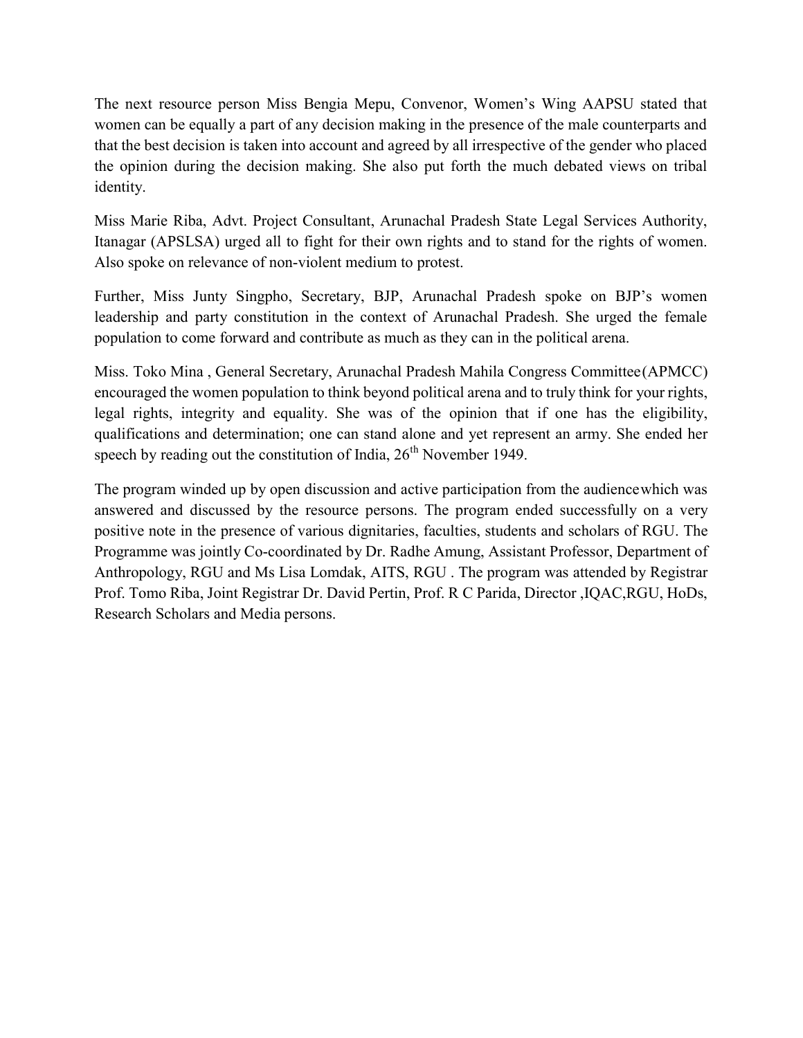The next resource person Miss Bengia Mepu, Convenor, Women's Wing AAPSU stated that women can be equally a part of any decision making in the presence of the male counterparts and that the best decision is taken into account and agreed by all irrespective of the gender who placed the opinion during the decision making. She also put forth the much debated views on tribal identity.

Miss Marie Riba, Advt. Project Consultant, Arunachal Pradesh State Legal Services Authority, Itanagar (APSLSA) urged all to fight for their own rights and to stand for the rights of women. Also spoke on relevance of non-violent medium to protest.

Further, Miss Junty Singpho, Secretary, BJP, Arunachal Pradesh spoke on BJP's women leadership and party constitution in the context of Arunachal Pradesh. She urged the female population to come forward and contribute as much as they can in the political arena.

Miss. Toko Mina , General Secretary, Arunachal Pradesh Mahila Congress Committee(APMCC) encouraged the women population to think beyond political arena and to truly think for your rights, legal rights, integrity and equality. She was of the opinion that if one has the eligibility, qualifications and determination; one can stand alone and yet represent an army. She ended her speech by reading out the constitution of India, 26th November 1949.

The program winded up by open discussion and active participation from the audiencewhich was answered and discussed by the resource persons. The program ended successfully on a very positive note in the presence of various dignitaries, faculties, students and scholars of RGU. The Programme was jointly Co-coordinated by Dr. Radhe Amung, Assistant Professor, Department of Anthropology, RGU and Ms Lisa Lomdak, AITS, RGU . The program was attended by Registrar Prof. Tomo Riba, Joint Registrar Dr. David Pertin, Prof. R C Parida, Director ,IQAC,RGU, HoDs, Research Scholars and Media persons.